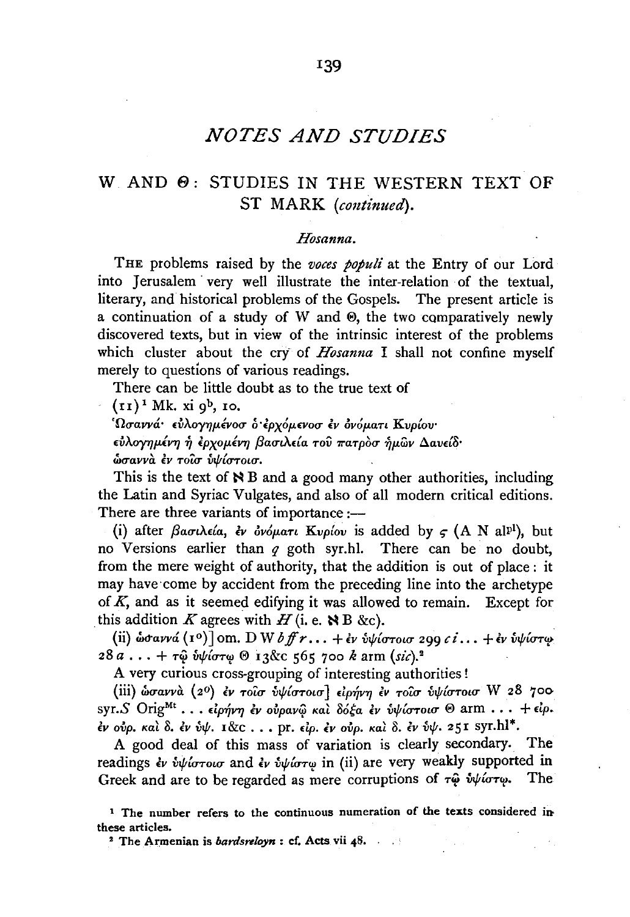# *NOTES AND STUDIES*

## W AND Θ: STUDIES IN THE WESTERN TEXT OF ST MARK (*continued*).

### *Hosanna.*

THE problems raised by the *voces populi* at the Entry of our Lord into Jerusalem very well illustrate the inter-relation of the textual, literary, and historical problems of the Gospels. The present article is a continuation of a study of W and Θ, the two comparatively newly discovered texts, but in view of the intrinsic interest of the problems which cluster about the cry of *Hosanna* I shall not confine myself merely to questions of various readings.

There can be little doubt as to the true text of

(11)[1] Mk. xi 9^b^, 10.

Ὡσαννά· εὐλογημένοσ ὁ ἐρχόμενοσ ἐν ὀνόματι Κυρίου·
εὐλογημένη ἡ ἐρχομένη βασιλεία τοῦ πατρὸσ ἡμῶν Δαυείδ·
ὡσαννὰ ἐν τοῖσ ὑψίστοισ.

This is the text of ℵ B and a good many other authorities, including the Latin and Syriac Vulgates, and also of all modern critical editions. There are three variants of importance:—

(i) after βασιλεία, ἐν ὀνόματι Κυρίου is added by ς (A N al^pl^), but no Versions earlier than *q* goth syr.hl. There can be no doubt, from the mere weight of authority, that the addition is out of place: it may have come by accident from the preceding line into the archetype of *K*, and as it seemed edifying it was allowed to remain. Except for this addition *K* agrees with *H* (i. e. ℵ B &c).

(ii) ὡσαννά (1°)] om. D W *b ff r* . . . + ἐν ὑψίστοισ 299 *c i* . . . + ἐν ὑψίστῳ 28 *a* . . . + τῷ ὑψίστῳ Θ 13&c 565 700 *k* arm (*sic*).[2]

A very curious cross-grouping of interesting authorities!

(iii) ὡσαννὰ (2°) ἐν τοῖσ ὑψίστοισ] εἰρήνη ἐν τοῖσ ὑψίστοισ W 28 700 syr.*S* Orig^Mt^ . . . εἰρήνη ἐν οὐρανῷ καὶ δόξα ἐν ὑψίστοισ Θ arm . . . + εἰρ. ἐν οὐρ. καὶ δ. ἐν ὑψ. 1&c . . . pr. εἰρ. ἐν οὐρ. καὶ δ. ἐν ὑψ. 251 syr.hl*.

A good deal of this mass of variation is clearly secondary. The readings ἐν ὑψίστοισ and ἐν ὑψίστῳ in (ii) are very weakly supported in Greek and are to be regarded as mere corruptions of τῷ ὑψίστῳ. The

[1] The number refers to the continuous numeration of the texts considered in these articles.

[2] The Armenian is *bardsreloyn*: cf. Acts vii 48.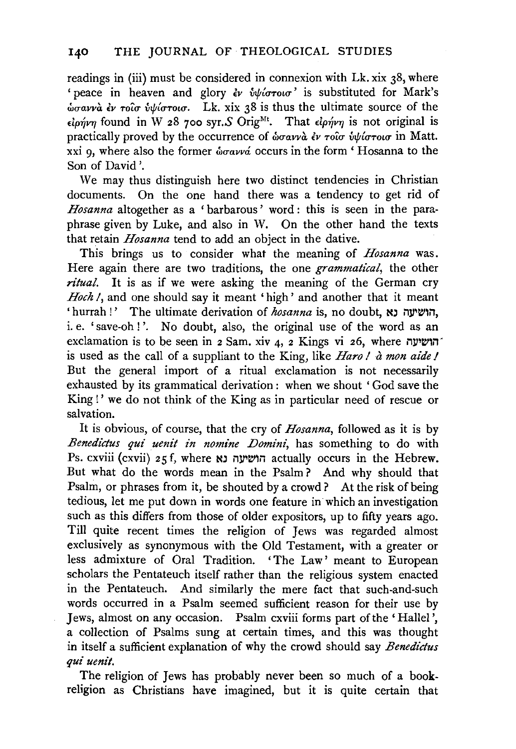readings in (iii) must be considered in connexion with Lk. xix 38, where 'peace in heaven and glory ἐν ὑψίστοισ' is substituted for Mark's ὡσαννὰ ἐν τοῖσ ὑψίστοισ. Lk. xix 38 is thus the ultimate source of the εἰρήνη found in W 28 700 syr.*S* Orig[Mt]. That εἰρήνη is not original is practically proved by the occurrence of ὡσαννὰ ἐν τοῖσ ὑψίστοισ in Matt. xxi 9, where also the former ὡσαννά occurs in the form 'Hosanna to the Son of David'.

We may thus distinguish here two distinct tendencies in Christian documents. On the one hand there was a tendency to get rid of *Hosanna* altogether as a 'barbarous' word: this is seen in the paraphrase given by Luke, and also in W. On the other hand the texts that retain *Hosanna* tend to add an object in the dative.

This brings us to consider what the meaning of *Hosanna* was. Here again there are two traditions, the one *grammatical*, the other *ritual*. It is as if we were asking the meaning of the German cry *Hoch!*, and one should say it meant 'high' and another that it meant 'hurrah!' The ultimate derivation of *hosanna* is, no doubt, הושיעה נא, i. e. 'save-oh!'. No doubt, also, the original use of the word as an exclamation is to be seen in 2 Sam. xiv 4, 2 Kings vi 26, where הושיעה is used as the call of a suppliant to the King, like *Haro! à mon aide!* But the general import of a ritual exclamation is not necessarily exhausted by its grammatical derivation: when we shout 'God save the King!' we do not think of the King as in particular need of rescue or salvation.

It is obvious, of course, that the cry of *Hosanna*, followed as it is by *Benedictus qui uenit in nomine Domini*, has something to do with Ps. cxviii (cxvii) 25 f, where הושיעה נא actually occurs in the Hebrew. But what do the words mean in the Psalm? And why should that Psalm, or phrases from it, be shouted by a crowd? At the risk of being tedious, let me put down in words one feature in which an investigation such as this differs from those of older expositors, up to fifty years ago. Till quite recent times the religion of Jews was regarded almost exclusively as synonymous with the Old Testament, with a greater or less admixture of Oral Tradition. 'The Law' meant to European scholars the Pentateuch itself rather than the religious system enacted in the Pentateuch. And similarly the mere fact that such-and-such words occurred in a Psalm seemed sufficient reason for their use by Jews, almost on any occasion. Psalm cxviii forms part of the 'Hallel', a collection of Psalms sung at certain times, and this was thought in itself a sufficient explanation of why the crowd should say *Benedictus qui uenit*.

The religion of Jews has probably never been so much of a book-religion as Christians have imagined, but it is quite certain that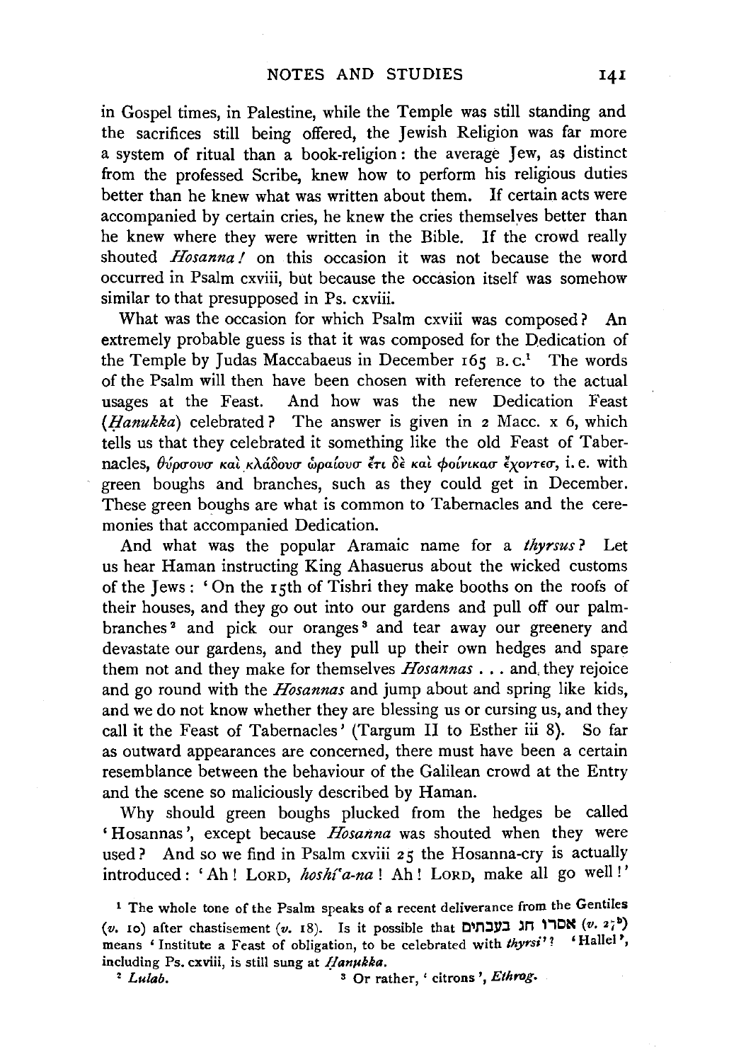in Gospel times, in Palestine, while the Temple was still standing and the sacrifices still being offered, the Jewish Religion was far more a system of ritual than a book-religion: the average Jew, as distinct from the professed Scribe, knew how to perform his religious duties better than he knew what was written about them. If certain acts were accompanied by certain cries, he knew the cries themselves better than he knew where they were written in the Bible. If the crowd really shouted *Hosanna!* on this occasion it was not because the word occurred in Psalm cxviii, but because the occasion itself was somehow similar to that presupposed in Ps. cxviii.

What was the occasion for which Psalm cxviii was composed? An extremely probable guess is that it was composed for the Dedication of the Temple by Judas Maccabaeus in December 165 B.C.[1] The words of the Psalm will then have been chosen with reference to the actual usages at the Feast. And how was the new Dedication Feast (*Ḥanukka*) celebrated? The answer is given in 2 Macc. x 6, which tells us that they celebrated it something like the old Feast of Tabernacles, θύρσους καὶ κλάδους ὡραίους ἔτι δὲ καὶ φοίνικας ἔχοντες, i.e. with green boughs and branches, such as they could get in December. These green boughs are what is common to Tabernacles and the ceremonies that accompanied Dedication.

And what was the popular Aramaic name for a *thyrsus*? Let us hear Haman instructing King Ahasuerus about the wicked customs of the Jews: 'On the 15th of Tishri they make booths on the roofs of their houses, and they go out into our gardens and pull off our palm-branches[2] and pick our oranges[3] and tear away our greenery and devastate our gardens, and they pull up their own hedges and spare them not and they make for themselves *Hosannas* . . . and they rejoice and go round with the *Hosannas* and jump about and spring like kids, and we do not know whether they are blessing us or cursing us, and they call it the Feast of Tabernacles' (Targum II to Esther iii 8). So far as outward appearances are concerned, there must have been a certain resemblance between the behaviour of the Galilean crowd at the Entry and the scene so maliciously described by Haman.

Why should green boughs plucked from the hedges be called 'Hosannas', except because *Hosanna* was shouted when they were used? And so we find in Psalm cxviii 25 the Hosanna-cry is actually introduced: 'Ah! LORD, *hoshi'a-na*! Ah! LORD, make all go well!'

[1] The whole tone of the Psalm speaks of a recent deliverance from the Gentiles (*v.* 10) after chastisement (*v.* 18). Is it possible that אסרו חג בעבתים (*v.* 27[b]) means 'Institute a Feast of obligation, to be celebrated with *thyrsi*'? 'Hallel', including Ps. cxviii, is still sung at *Ḥanukka*.

[2] *Lulab*.

[3] Or rather, 'citrons', *Ethrog*.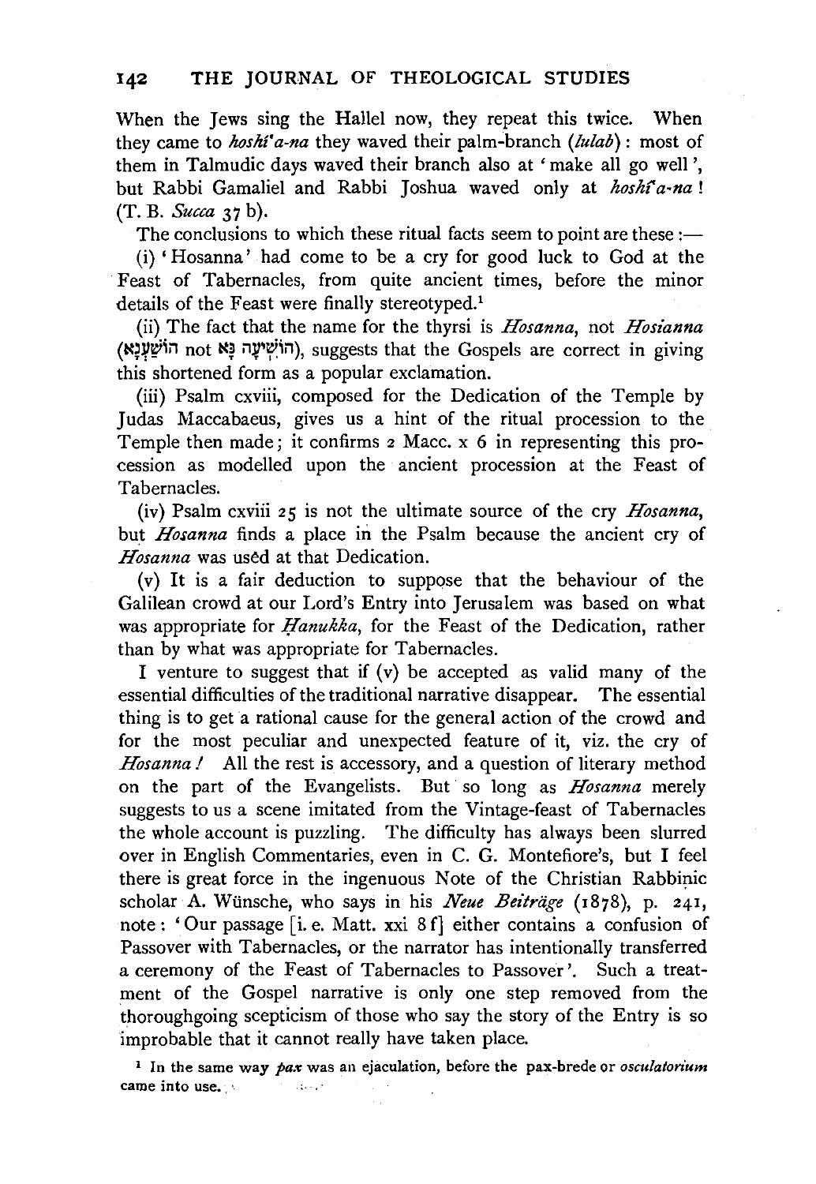When the Jews sing the Hallel now, they repeat this twice. When they came to *hoshi'a-na* they waved their palm-branch (*lulab*): most of them in Talmudic days waved their branch also at 'make all go well', but Rabbi Gamaliel and Rabbi Joshua waved only at *hoshi'a-na*! (T. B. *Succa* 37 b).

The conclusions to which these ritual facts seem to point are these:—

(i) 'Hosanna' had come to be a cry for good luck to God at the Feast of Tabernacles, from quite ancient times, before the minor details of the Feast were finally stereotyped.[1]

(ii) The fact that the name for the thyrsi is *Hosanna*, not *Hosianna* (הוֹשַׁעְנָא not הוֹשִׁיעָה נָּא), suggests that the Gospels are correct in giving this shortened form as a popular exclamation.

(iii) Psalm cxviii, composed for the Dedication of the Temple by Judas Maccabaeus, gives us a hint of the ritual procession to the Temple then made; it confirms 2 Macc. x 6 in representing this procession as modelled upon the ancient procession at the Feast of Tabernacles.

(iv) Psalm cxviii 25 is not the ultimate source of the cry *Hosanna*, but *Hosanna* finds a place in the Psalm because the ancient cry of *Hosanna* was used at that Dedication.

(v) It is a fair deduction to suppose that the behaviour of the Galilean crowd at our Lord's Entry into Jerusalem was based on what was appropriate for *Ḥanukka*, for the Feast of the Dedication, rather than by what was appropriate for Tabernacles.

I venture to suggest that if (v) be accepted as valid many of the essential difficulties of the traditional narrative disappear. The essential thing is to get a rational cause for the general action of the crowd and for the most peculiar and unexpected feature of it, viz. the cry of *Hosanna!* All the rest is accessory, and a question of literary method on the part of the Evangelists. But so long as *Hosanna* merely suggests to us a scene imitated from the Vintage-feast of Tabernacles the whole account is puzzling. The difficulty has always been slurred over in English Commentaries, even in C. G. Montefiore's, but I feel there is great force in the ingenuous Note of the Christian Rabbinic scholar A. Wünsche, who says in his *Neue Beiträge* (1878), p. 241, note: 'Our passage [i. e. Matt. xxi 8 f] either contains a confusion of Passover with Tabernacles, or the narrator has intentionally transferred a ceremony of the Feast of Tabernacles to Passover'. Such a treatment of the Gospel narrative is only one step removed from the thoroughgoing scepticism of those who say the story of the Entry is so improbable that it cannot really have taken place.

[1] In the same way *pax* was an ejaculation, before the pax-brede or *osculatorium* came into use.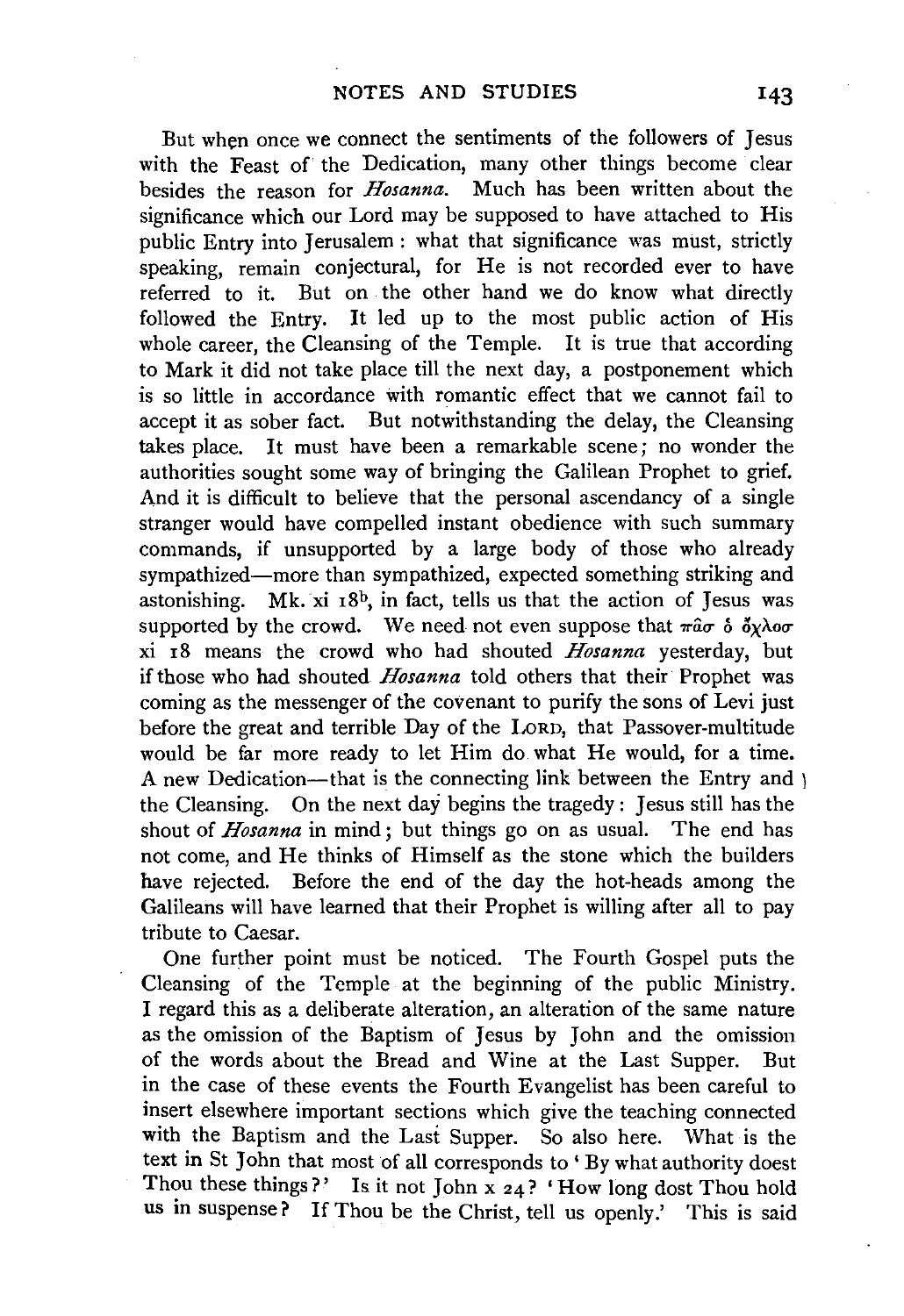But when once we connect the sentiments of the followers of Jesus with the Feast of the Dedication, many other things become clear besides the reason for *Hosanna*. Much has been written about the significance which our Lord may be supposed to have attached to His public Entry into Jerusalem: what that significance was must, strictly speaking, remain conjectural, for He is not recorded ever to have referred to it. But on the other hand we do know what directly followed the Entry. It led up to the most public action of His whole career, the Cleansing of the Temple. It is true that according to Mark it did not take place till the next day, a postponement which is so little in accordance with romantic effect that we cannot fail to accept it as sober fact. But notwithstanding the delay, the Cleansing takes place. It must have been a remarkable scene; no wonder the authorities sought some way of bringing the Galilean Prophet to grief. And it is difficult to believe that the personal ascendancy of a single stranger would have compelled instant obedience with such summary commands, if unsupported by a large body of those who already sympathized—more than sympathized, expected something striking and astonishing. Mk. xi 18^b, in fact, tells us that the action of Jesus was supported by the crowd. We need not even suppose that πᾶσ ὁ ὄχλοσ xi 18 means the crowd who had shouted *Hosanna* yesterday, but if those who had shouted *Hosanna* told others that their Prophet was coming as the messenger of the covenant to purify the sons of Levi just before the great and terrible Day of the LORD, that Passover-multitude would be far more ready to let Him do what He would, for a time. A new Dedication—that is the connecting link between the Entry and the Cleansing. On the next day begins the tragedy: Jesus still has the shout of *Hosanna* in mind; but things go on as usual. The end has not come, and He thinks of Himself as the stone which the builders have rejected. Before the end of the day the hot-heads among the Galileans will have learned that their Prophet is willing after all to pay tribute to Caesar.

One further point must be noticed. The Fourth Gospel puts the Cleansing of the Temple at the beginning of the public Ministry. I regard this as a deliberate alteration, an alteration of the same nature as the omission of the Baptism of Jesus by John and the omission of the words about the Bread and Wine at the Last Supper. But in the case of these events the Fourth Evangelist has been careful to insert elsewhere important sections which give the teaching connected with the Baptism and the Last Supper. So also here. What is the text in St John that most of all corresponds to 'By what authority doest Thou these things?' Is it not John x 24? 'How long dost Thou hold us in suspense? If Thou be the Christ, tell us openly.' This is said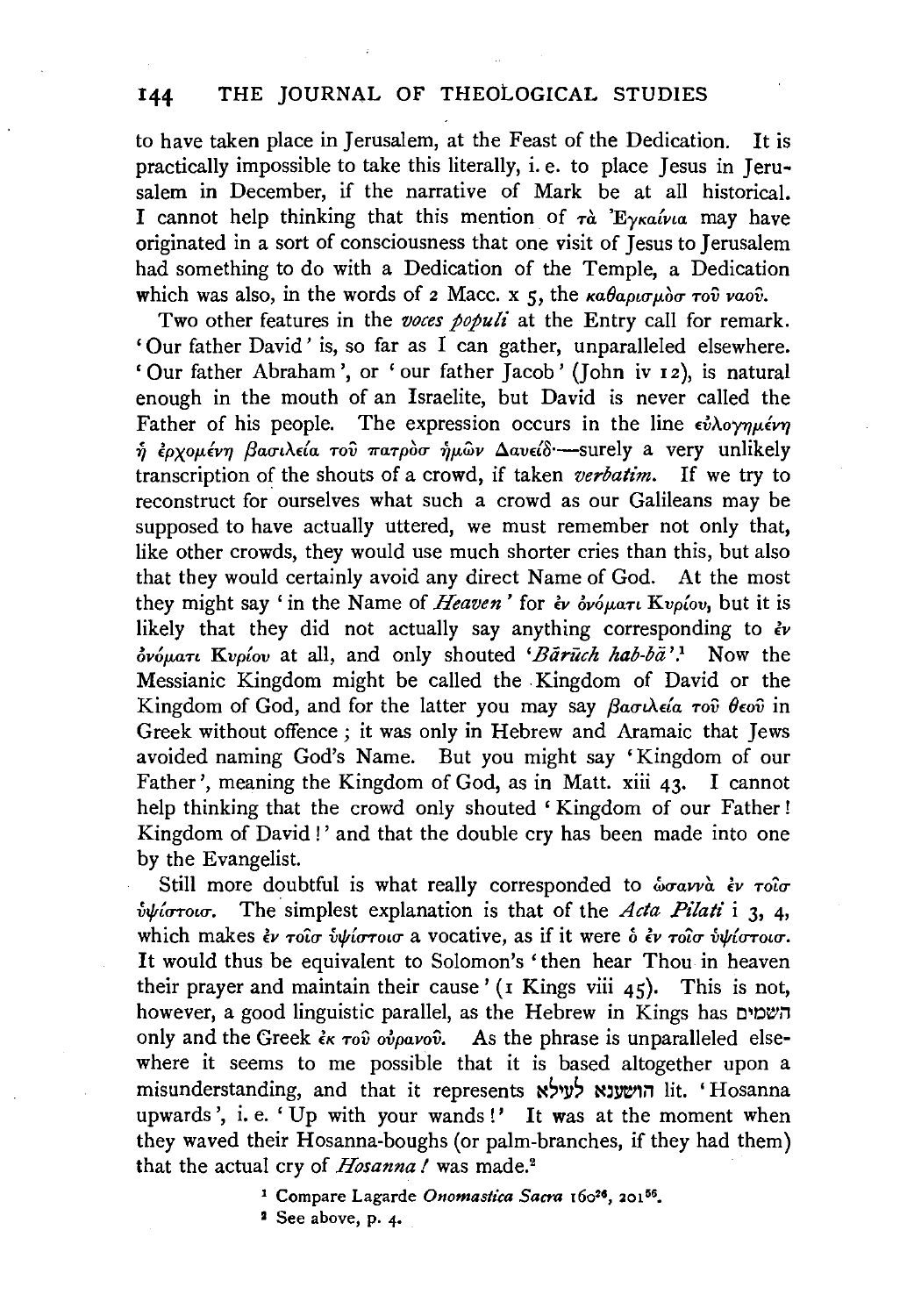to have taken place in Jerusalem, at the Feast of the Dedication. It is practically impossible to take this literally, i. e. to place Jesus in Jerusalem in December, if the narrative of Mark be at all historical. I cannot help thinking that this mention of τὰ Ἐγκαίνια may have originated in a sort of consciousness that one visit of Jesus to Jerusalem had something to do with a Dedication of the Temple, a Dedication which was also, in the words of 2 Macc. x 5, the καθαρισμὸσ τοῦ ναοῦ.

Two other features in the *voces populi* at the Entry call for remark. 'Our father David' is, so far as I can gather, unparalleled elsewhere. 'Our father Abraham', or 'our father Jacob' (John iv 12), is natural enough in the mouth of an Israelite, but David is never called the Father of his people. The expression occurs in the line εὐλογημένη ἡ ἐρχομένη βασιλεία τοῦ πατρὸσ ἡμῶν Δαυείδ·—surely a very unlikely transcription of the shouts of a crowd, if taken *verbatim*. If we try to reconstruct for ourselves what such a crowd as our Galileans may be supposed to have actually uttered, we must remember not only that, like other crowds, they would use much shorter cries than this, but also that they would certainly avoid any direct Name of God. At the most they might say 'in the Name of *Heaven*' for ἐν ὀνόματι Κυρίου, but it is likely that they did not actually say anything corresponding to ἐν ὀνόματι Κυρίου at all, and only shouted '*Bārūch hab-bā*'.[1] Now the Messianic Kingdom might be called the Kingdom of David or the Kingdom of God, and for the latter you may say βασιλεία τοῦ θεοῦ in Greek without offence; it was only in Hebrew and Aramaic that Jews avoided naming God's Name. But you might say 'Kingdom of our Father', meaning the Kingdom of God, as in Matt. xiii 43. I cannot help thinking that the crowd only shouted 'Kingdom of our Father! Kingdom of David!' and that the double cry has been made into one by the Evangelist.

Still more doubtful is what really corresponded to ὡσαννὰ ἐν τοῖσ ὑψίστοισ. The simplest explanation is that of the *Acta Pilati* i 3, 4, which makes ἐν τοῖσ ὑψίστοισ a vocative, as if it were ὁ ἐν τοῖσ ὑψίστοισ. It would thus be equivalent to Solomon's 'then hear Thou in heaven their prayer and maintain their cause' (1 Kings viii 45). This is not, however, a good linguistic parallel, as the Hebrew in Kings has השמים only and the Greek ἐκ τοῦ οὐρανοῦ. As the phrase is unparalleled elsewhere it seems to me possible that it is based altogether upon a misunderstanding, and that it represents הושענא לעילא lit. 'Hosanna upwards', i. e. 'Up with your wands!' It was at the moment when they waved their Hosanna-boughs (or palm-branches, if they had them) that the actual cry of *Hosanna!* was made.[2]

[1] Compare Lagarde *Onomastica Sacra* 160[26], 201[56].

[2] See above, p. 4.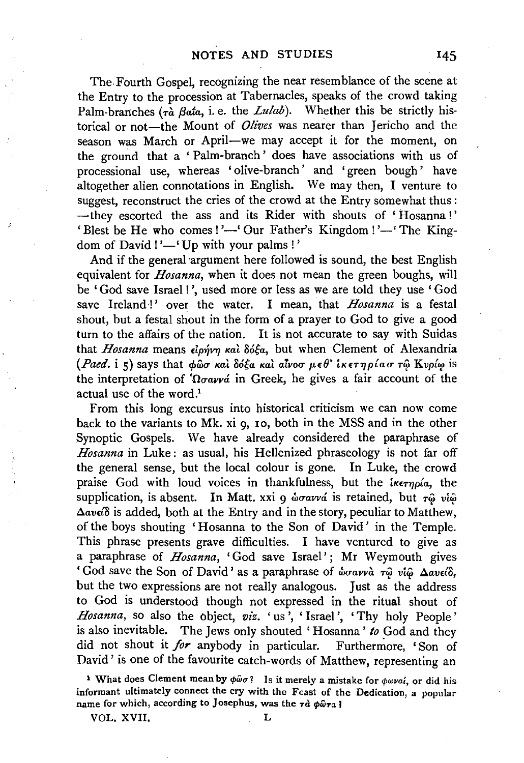The Fourth Gospel, recognizing the near resemblance of the scene at the Entry to the procession at Tabernacles, speaks of the crowd taking Palm-branches (τὰ βαΐα, i. e. the *Lulab*). Whether this be strictly historical or not—the Mount of *Olives* was nearer than Jericho and the season was March or April—we may accept it for the moment, on the ground that a 'Palm-branch' does have associations with us of processional use, whereas 'olive-branch' and 'green bough' have altogether alien connotations in English. We may then, I venture to suggest, reconstruct the cries of the crowd at the Entry somewhat thus: —they escorted the ass and its Rider with shouts of 'Hosanna!' 'Blest be He who comes!'—'Our Father's Kingdom!'—'The Kingdom of David!'—'Up with your palms!'

And if the general argument here followed is sound, the best English equivalent for *Hosanna*, when it does not mean the green boughs, will be 'God save Israel!', used more or less as we are told they use 'God save Ireland!' over the water. I mean, that *Hosanna* is a festal shout, but a festal shout in the form of a prayer to God to give a good turn to the affairs of the nation. It is not accurate to say with Suidas that *Hosanna* means εἰρήνη καὶ δόξα, but when Clement of Alexandria (*Paed.* i 5) says that φῶσ καὶ δόξα καὶ αἶνοσ μεθ' ἱκετηρίασ τῷ Κυρίῳ is the interpretation of Ὡσαννά in Greek, he gives a fair account of the actual use of the word.[1]

From this long excursus into historical criticism we can now come back to the variants to Mk. xi 9, 10, both in the MSS and in the other Synoptic Gospels. We have already considered the paraphrase of *Hosanna* in Luke: as usual, his Hellenized phraseology is not far off the general sense, but the local colour is gone. In Luke, the crowd praise God with loud voices in thankfulness, but the ἱκετηρία, the supplication, is absent. In Matt. xxi 9 ὡσαννά is retained, but τῷ υἱῷ Δαυείδ is added, both at the Entry and in the story, peculiar to Matthew, of the boys shouting 'Hosanna to the Son of David' in the Temple. This phrase presents grave difficulties. I have ventured to give as a paraphrase of *Hosanna*, 'God save Israel'; Mr Weymouth gives 'God save the Son of David' as a paraphrase of ὡσαννὰ τῷ υἱῷ Δαυείδ, but the two expressions are not really analogous. Just as the address to God is understood though not expressed in the ritual shout of *Hosanna*, so also the object, *viz.* 'us', 'Israel', 'Thy holy People' is also inevitable. The Jews only shouted 'Hosanna' *to* God and they did not shout it *for* anybody in particular. Furthermore, 'Son of David' is one of the favourite catch-words of Matthew, representing an

[1] What does Clement mean by φῶσ? Is it merely a mistake for φωναί, or did his informant ultimately connect the cry with the Feast of the Dedication, a popular name for which, according to Josephus, was the τὰ φῶτα?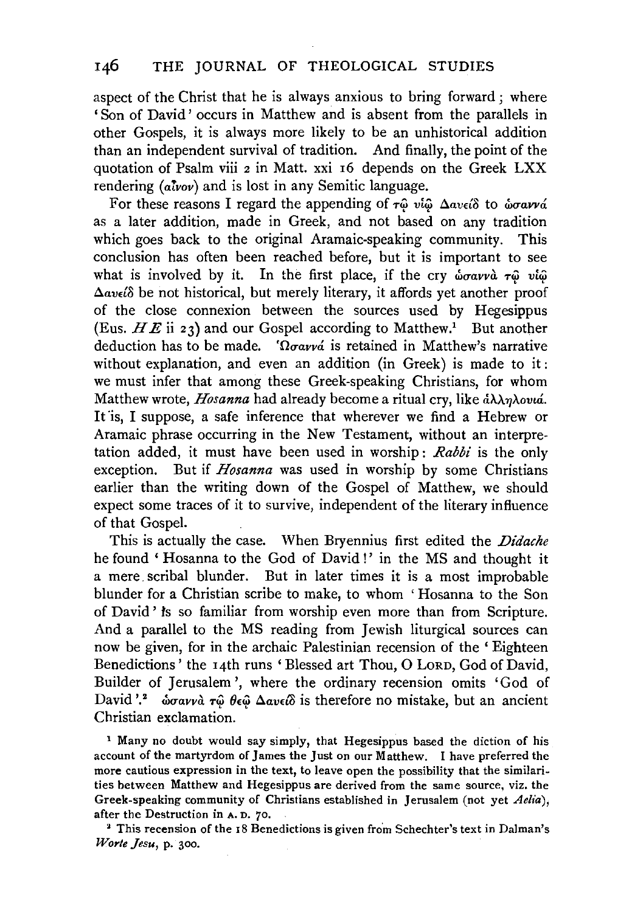aspect of the Christ that he is always anxious to bring forward; where 'Son of David' occurs in Matthew and is absent from the parallels in other Gospels, it is always more likely to be an unhistorical addition than an independent survival of tradition. And finally, the point of the quotation of Psalm viii 2 in Matt. xxi 16 depends on the Greek LXX rendering (αἶνον) and is lost in any Semitic language.

For these reasons I regard the appending of τῷ υἱῷ Δαυείδ to ὡσαννά as a later addition, made in Greek, and not based on any tradition which goes back to the original Aramaic-speaking community. This conclusion has often been reached before, but it is important to see what is involved by it. In the first place, if the cry ὡσαννὰ τῷ υἱῷ Δαυείδ be not historical, but merely literary, it affords yet another proof of the close connexion between the sources used by Hegesippus (Eus. *H E* ii 23) and our Gospel according to Matthew.[1] But another deduction has to be made. Ὡσαννά is retained in Matthew's narrative without explanation, and even an addition (in Greek) is made to it: we must infer that among these Greek-speaking Christians, for whom Matthew wrote, *Hosanna* had already become a ritual cry, like ἀλληλουιά. It is, I suppose, a safe inference that wherever we find a Hebrew or Aramaic phrase occurring in the New Testament, without an interpretation added, it must have been used in worship: *Rabbi* is the only exception. But if *Hosanna* was used in worship by some Christians earlier than the writing down of the Gospel of Matthew, we should expect some traces of it to survive, independent of the literary influence of that Gospel.

This is actually the case. When Bryennius first edited the *Didache* he found 'Hosanna to the God of David!' in the MS and thought it a mere scribal blunder. But in later times it is a most improbable blunder for a Christian scribe to make, to whom 'Hosanna to the Son of David' is so familiar from worship even more than from Scripture. And a parallel to the MS reading from Jewish liturgical sources can now be given, for in the archaic Palestinian recension of the 'Eighteen Benedictions' the 14th runs 'Blessed art Thou, O LORD, God of David, Builder of Jerusalem', where the ordinary recension omits 'God of David'.[2] ὡσαννὰ τῷ θεῷ Δαυείδ is therefore no mistake, but an ancient Christian exclamation.

[1] Many no doubt would say simply, that Hegesippus based the diction of his account of the martyrdom of James the Just on our Matthew. I have preferred the more cautious expression in the text, to leave open the possibility that the similarities between Matthew and Hegesippus are derived from the same source, viz. the Greek-speaking community of Christians established in Jerusalem (not yet *Aelia*), after the Destruction in A. D. 70.

[2] This recension of the 18 Benedictions is given from Schechter's text in Dalman's *Worte Jesu*, p. 300.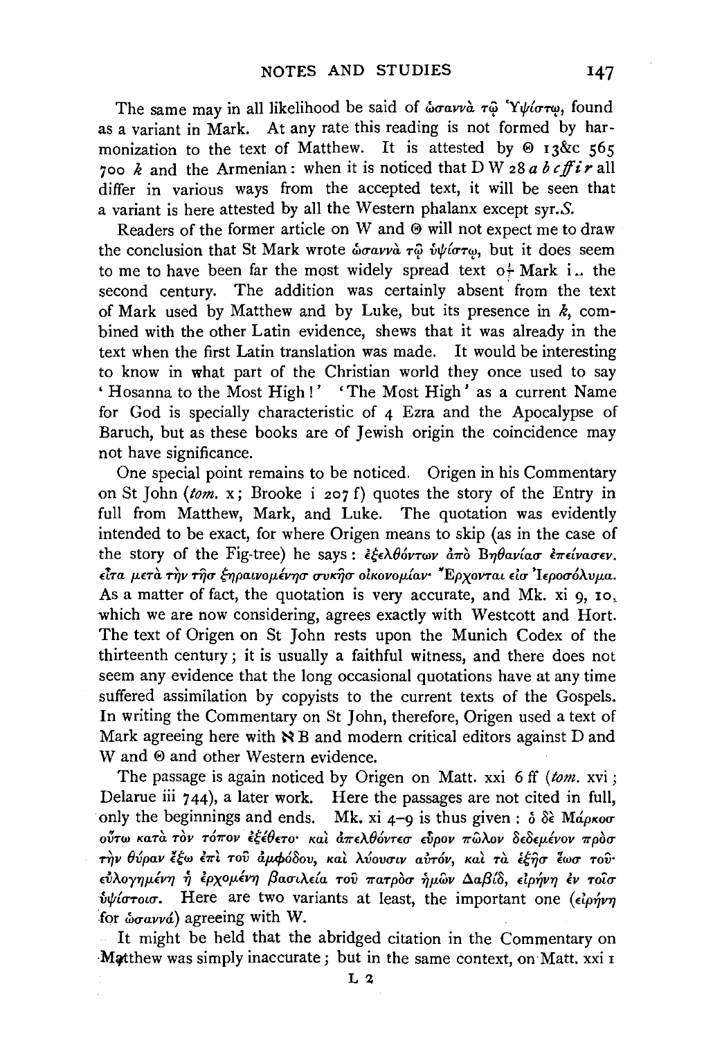The same may in all likelihood be said of ὡσαννὰ τῷ Ὑψίστῳ, found as a variant in Mark. At any rate this reading is not formed by harmonization to the text of Matthew. It is attested by Θ 13&c 565 700 *k* and the Armenian: when it is noticed that D W 28 *a b c ff i r* all differ in various ways from the accepted text, it will be seen that a variant is here attested by all the Western phalanx except syr.*S*.

Readers of the former article on W and Θ will not expect me to draw the conclusion that St Mark wrote ὡσαννὰ τῷ ὑψίστῳ, but it does seem to me to have been far the most widely spread text of Mark in the second century. The addition was certainly absent from the text of Mark used by Matthew and by Luke, but its presence in *k*, combined with the other Latin evidence, shews that it was already in the text when the first Latin translation was made. It would be interesting to know in what part of the Christian world they once used to say 'Hosanna to the Most High!' 'The Most High' as a current Name for God is specially characteristic of 4 Ezra and the Apocalypse of Baruch, but as these books are of Jewish origin the coincidence may not have significance.

One special point remains to be noticed. Origen in his Commentary on St John (*tom.* x; Brooke i 207 f) quotes the story of the Entry in full from Matthew, Mark, and Luke. The quotation was evidently intended to be exact, for where Origen means to skip (as in the case of the story of the Fig-tree) he says: ἐξελθόντων ἀπὸ Βηθανίασ ἐπείνασεν. εἶτα μετὰ τὴν τῆσ ξηραινομένησ συκῆσ οἰκονομίαν· Ἔρχονται εἰσ Ἱεροσόλυμα. As a matter of fact, the quotation is very accurate, and Mk. xi 9, 10, which we are now considering, agrees exactly with Westcott and Hort. The text of Origen on St John rests upon the Munich Codex of the thirteenth century; it is usually a faithful witness, and there does not seem any evidence that the long occasional quotations have at any time suffered assimilation by copyists to the current texts of the Gospels. In writing the Commentary on St John, therefore, Origen used a text of Mark agreeing here with ℵ B and modern critical editors against D and W and Θ and other Western evidence.

The passage is again noticed by Origen on Matt. xxi 6 ff (*tom.* xvi; Delarue iii 744), a later work. Here the passages are not cited in full, only the beginnings and ends. Mk. xi 4–9 is thus given: ὁ δὲ Μάρκοσ οὕτω κατὰ τὸν τόπον ἐξέθετο· καὶ ἀπελθόντεσ εὗρον πῶλον δεδεμένον πρὸσ τὴν θύραν ἔξω ἐπὶ τοῦ ἀμφόδου, καὶ λύουσιν αὐτόν, καὶ τὰ ἑξῆσ ἕωσ τοῦ· εὐλογημένη ἡ ἐρχομένη βασιλεία τοῦ πατρὸσ ἡμῶν Δαβίδ, εἰρήνη ἐν τοῖσ ὑψίστοισ. Here are two variants at least, the important one (εἰρήνη for ὡσαννά) agreeing with W.

It might be held that the abridged citation in the Commentary on Matthew was simply inaccurate; but in the same context, on Matt. xxi 1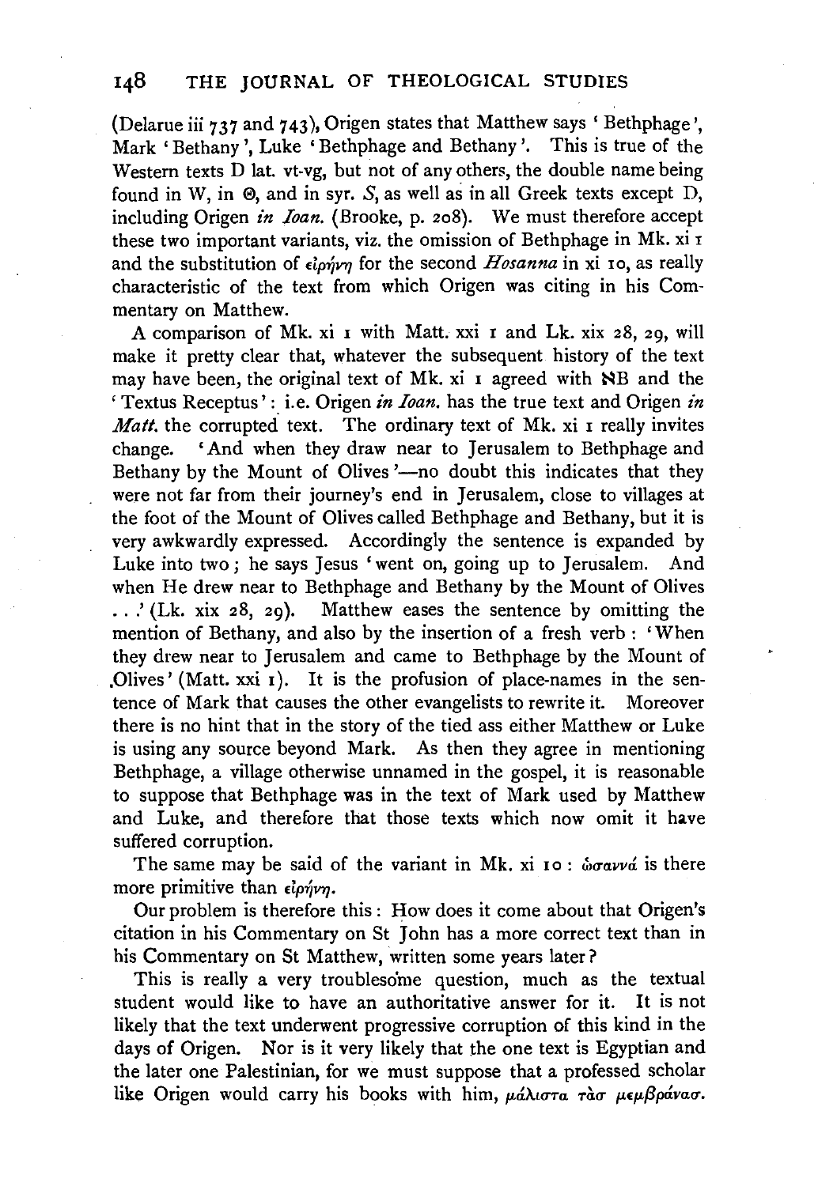(Delarue iii 737 and 743), Origen states that Matthew says 'Bethphage', Mark 'Bethany', Luke 'Bethphage and Bethany'. This is true of the Western texts D lat. vt-vg, but not of any others, the double name being found in W, in Θ, and in syr. *S*, as well as in all Greek texts except D, including Origen *in Ioan.* (Brooke, p. 208). We must therefore accept these two important variants, viz. the omission of Bethphage in Mk. xi 1 and the substitution of εἰρήνη for the second *Hosanna* in xi 10, as really characteristic of the text from which Origen was citing in his Commentary on Matthew.

A comparison of Mk. xi 1 with Matt. xxi 1 and Lk. xix 28, 29, will make it pretty clear that, whatever the subsequent history of the text may have been, the original text of Mk. xi 1 agreed with ℵB and the 'Textus Receptus': i.e. Origen *in Ioan.* has the true text and Origen *in Matt.* the corrupted text. The ordinary text of Mk. xi 1 really invites change. 'And when they draw near to Jerusalem to Bethphage and Bethany by the Mount of Olives'—no doubt this indicates that they were not far from their journey's end in Jerusalem, close to villages at the foot of the Mount of Olives called Bethphage and Bethany, but it is very awkwardly expressed. Accordingly the sentence is expanded by Luke into two; he says Jesus 'went on, going up to Jerusalem. And when He drew near to Bethphage and Bethany by the Mount of Olives . . .' (Lk. xix 28, 29). Matthew eases the sentence by omitting the mention of Bethany, and also by the insertion of a fresh verb: 'When they drew near to Jerusalem and came to Bethphage by the Mount of Olives' (Matt. xxi 1). It is the profusion of place-names in the sentence of Mark that causes the other evangelists to rewrite it. Moreover there is no hint that in the story of the tied ass either Matthew or Luke is using any source beyond Mark. As then they agree in mentioning Bethphage, a village otherwise unnamed in the gospel, it is reasonable to suppose that Bethphage was in the text of Mark used by Matthew and Luke, and therefore that those texts which now omit it have suffered corruption.

The same may be said of the variant in Mk. xi 10: ὡσαννά is there more primitive than εἰρήνη.

Our problem is therefore this: How does it come about that Origen's citation in his Commentary on St John has a more correct text than in his Commentary on St Matthew, written some years later?

This is really a very troublesome question, much as the textual student would like to have an authoritative answer for it. It is not likely that the text underwent progressive corruption of this kind in the days of Origen. Nor is it very likely that the one text is Egyptian and the later one Palestinian, for we must suppose that a professed scholar like Origen would carry his books with him, μάλιστα τὰς μεμβράνας.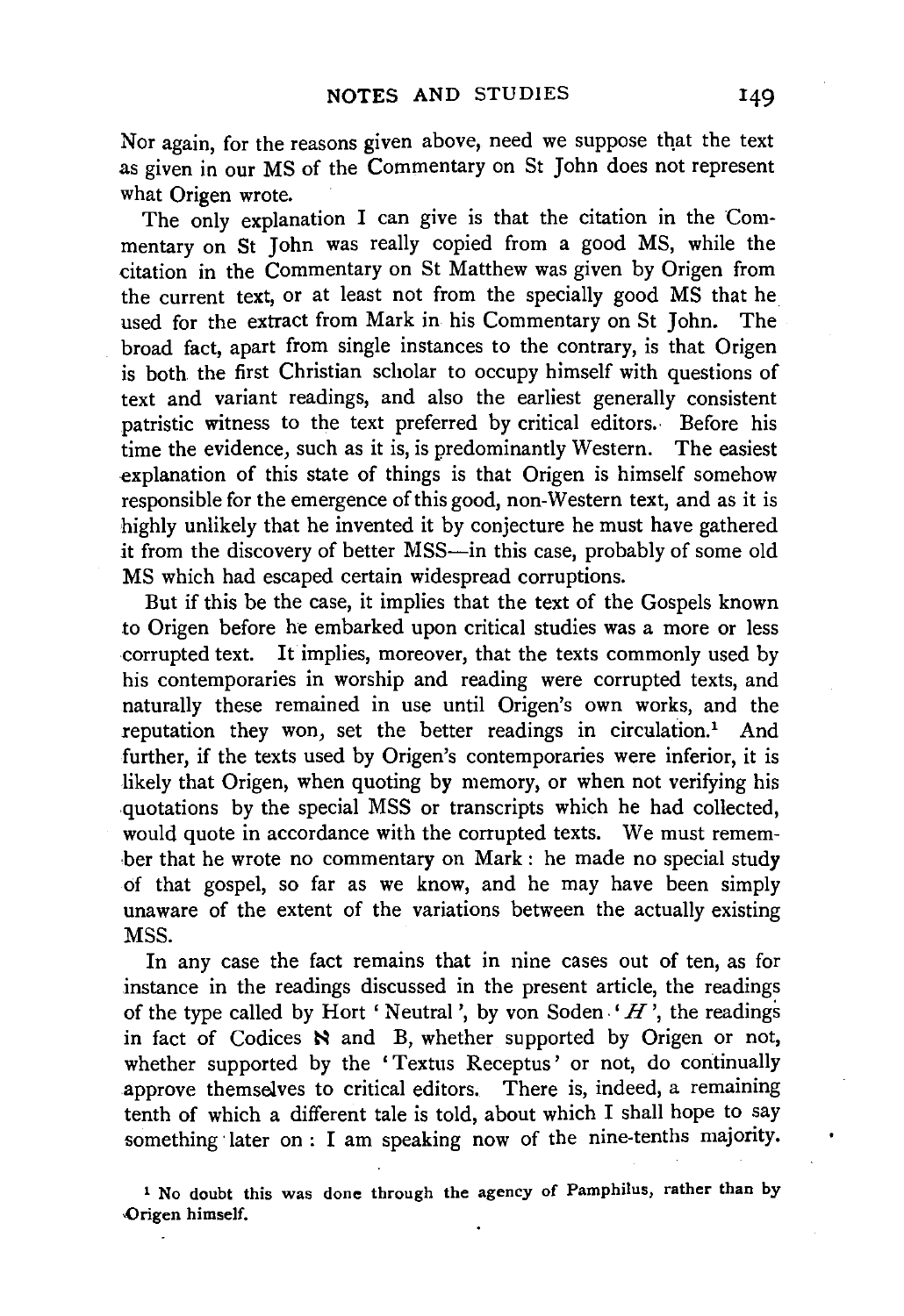Nor again, for the reasons given above, need we suppose that the text as given in our MS of the Commentary on St John does not represent what Origen wrote.

The only explanation I can give is that the citation in the Commentary on St John was really copied from a good MS, while the citation in the Commentary on St Matthew was given by Origen from the current text, or at least not from the specially good MS that he used for the extract from Mark in his Commentary on St John. The broad fact, apart from single instances to the contrary, is that Origen is both the first Christian scholar to occupy himself with questions of text and variant readings, and also the earliest generally consistent patristic witness to the text preferred by critical editors. Before his time the evidence, such as it is, is predominantly Western. The easiest explanation of this state of things is that Origen is himself somehow responsible for the emergence of this good, non-Western text, and as it is highly unlikely that he invented it by conjecture he must have gathered it from the discovery of better MSS—in this case, probably of some old MS which had escaped certain widespread corruptions.

But if this be the case, it implies that the text of the Gospels known to Origen before he embarked upon critical studies was a more or less corrupted text. It implies, moreover, that the texts commonly used by his contemporaries in worship and reading were corrupted texts, and naturally these remained in use until Origen's own works, and the reputation they won, set the better readings in circulation.[1] And further, if the texts used by Origen's contemporaries were inferior, it is likely that Origen, when quoting by memory, or when not verifying his quotations by the special MSS or transcripts which he had collected, would quote in accordance with the corrupted texts. We must remember that he wrote no commentary on Mark: he made no special study of that gospel, so far as we know, and he may have been simply unaware of the extent of the variations between the actually existing MSS.

In any case the fact remains that in nine cases out of ten, as for instance in the readings discussed in the present article, the readings of the type called by Hort 'Neutral', by von Soden '*H*', the readings in fact of Codices ℵ and B, whether supported by Origen or not, whether supported by the 'Textus Receptus' or not, do continually approve themselves to critical editors. There is, indeed, a remaining tenth of which a different tale is told, about which I shall hope to say something later on: I am speaking now of the nine-tenths majority.

[1] No doubt this was done through the agency of Pamphilus, rather than by Origen himself.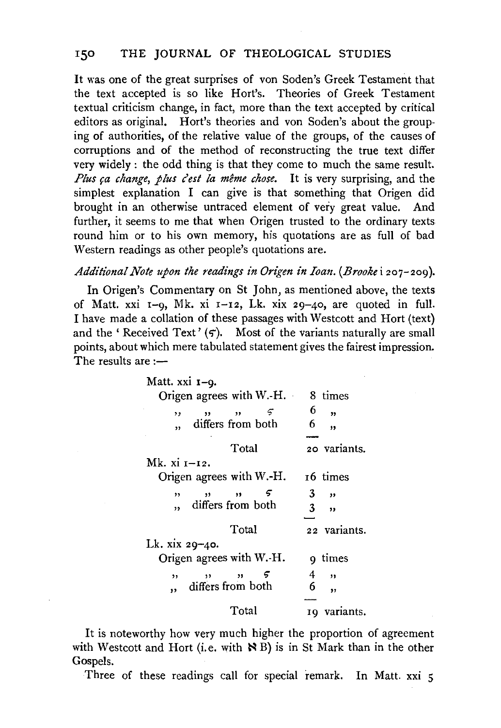It was one of the great surprises of von Soden's Greek Testament that the text accepted is so like Hort's. Theories of Greek Testament textual criticism change, in fact, more than the text accepted by critical editors as original. Hort's theories and von Soden's about the grouping of authorities, of the relative value of the groups, of the causes of corruptions and of the method of reconstructing the true text differ very widely: the odd thing is that they come to much the same result. *Plus ça change, plus c'est la même chose.* It is very surprising, and the simplest explanation I can give is that something that Origen did brought in an otherwise untraced element of very great value. And further, it seems to me that when Origen trusted to the ordinary texts round him or to his own memory, his quotations are as full of bad Western readings as other people's quotations are.

*Additional Note upon the readings in Origen in Ioan.* (*Brooke* i 207–209).

In Origen's Commentary on St John, as mentioned above, the texts of Matt. xxi 1–9, Mk. xi 1–12, Lk. xix 29–40, are quoted in full. I have made a collation of these passages with Westcott and Hort (text) and the 'Received Text' (ς). Most of the variants naturally are small points, about which mere tabulated statement gives the fairest impression. The results are:—

| | |
|---|---|
| **Matt. xxi 1–9.** | |
| Origen agrees with W.-H. | 8 times |
| " " " ς | 6 " |
| " differs from both | 6 " |
| Total | 20 variants. |
| **Mk. xi 1–12.** | |
| Origen agrees with W.-H. | 16 times |
| " " " ς | 3 " |
| " differs from both | 3 " |
| Total | 22 variants. |
| **Lk. xix 29–40.** | |
| Origen agrees with W.-H. | 9 times |
| " " " ς | 4 " |
| " differs from both | 6 " |
| Total | 19 variants. |

It is noteworthy how very much higher the proportion of agreement with Westcott and Hort (i.e. with ℵ B) is in St Mark than in the other Gospels.

Three of these readings call for special remark. In Matt. xxi 5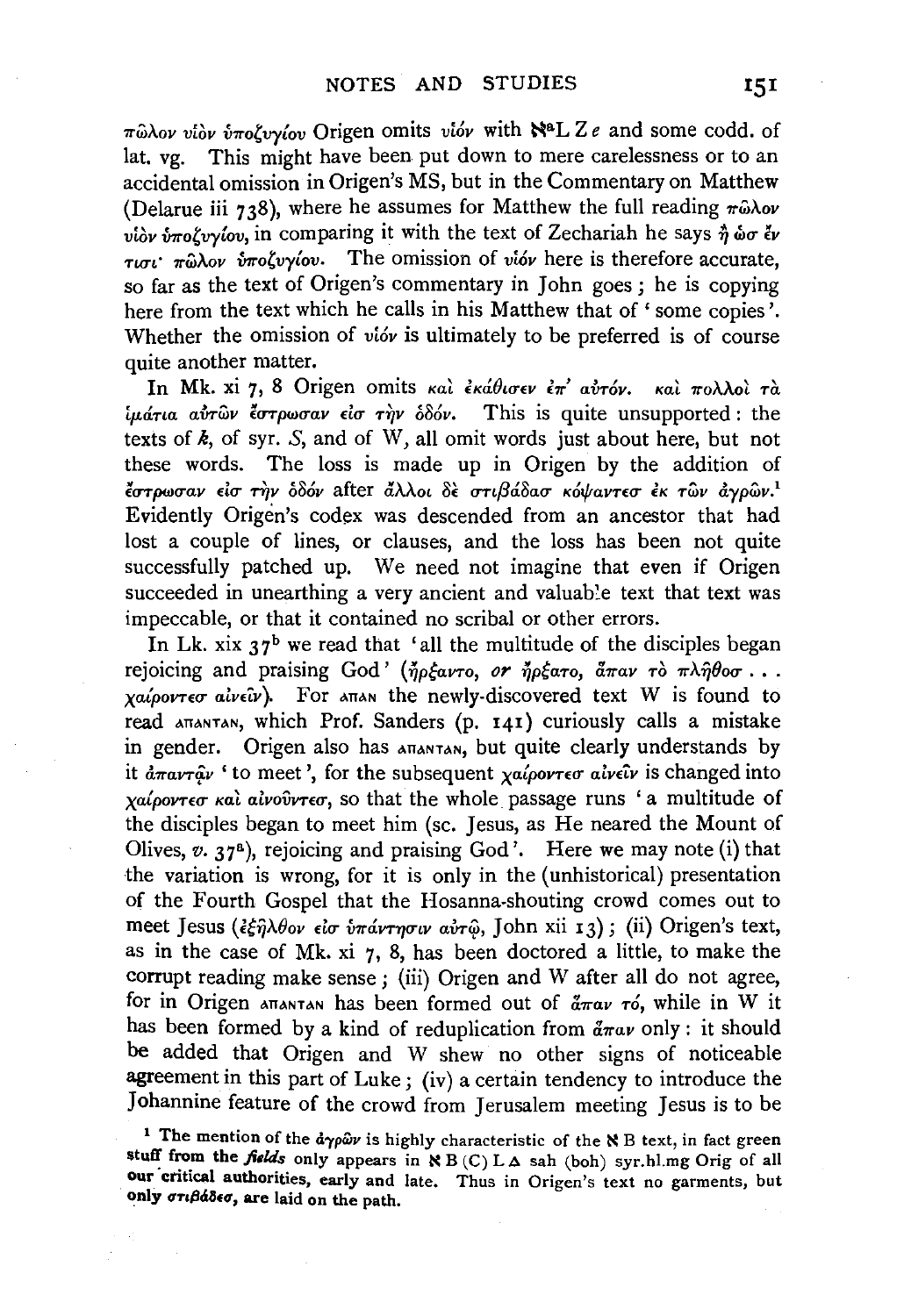πῶλον υἱὸν ὑποζυγίου Origen omits υἱόν with ℵ[a]L Z *e* and some codd. of lat. vg. This might have been put down to mere carelessness or to an accidental omission in Origen's MS, but in the Commentary on Matthew (Delarue iii 738), where he assumes for Matthew the full reading πῶλον υἱὸν ὑποζυγίου, in comparing it with the text of Zechariah he says ἢ ὡσ ἔν τισι· πῶλον ὑποζυγίου. The omission of υἱόν here is therefore accurate, so far as the text of Origen's commentary in John goes; he is copying here from the text which he calls in his Matthew that of 'some copies'. Whether the omission of υἱόν is ultimately to be preferred is of course quite another matter.

In Mk. xi 7, 8 Origen omits καὶ ἐκάθισεν ἐπ' αὐτόν. καὶ πολλοὶ τὰ ἱμάτια αὐτῶν ἔστρωσαν εἰσ τὴν ὁδόν. This is quite unsupported: the texts of *k*, of syr. *S*, and of W, all omit words just about here, but not these words. The loss is made up in Origen by the addition of ἔστρωσαν εἰσ τὴν ὁδόν after ἄλλοι δὲ στιβάδασ κόψαντεσ ἐκ τῶν ἀγρῶν.[1] Evidently Origen's codex was descended from an ancestor that had lost a couple of lines, or clauses, and the loss has been not quite successfully patched up. We need not imagine that even if Origen succeeded in unearthing a very ancient and valuable text that text was impeccable, or that it contained no scribal or other errors.

In Lk. xix 37[b] we read that 'all the multitude of the disciples began rejoicing and praising God' (ἤρξαντο, *or* ἤρξατο, ἅπαν τὸ πλῆθοσ . . . χαίροντεσ αἰνεῖν). For ΑΠΑΝ the newly-discovered text W is found to read ΑΠΑΝΤΑΝ, which Prof. Sanders (p. 141) curiously calls a mistake in gender. Origen also has ΑΠΑΝΤΑΝ, but quite clearly understands by it ἀπαντᾶν 'to meet', for the subsequent χαίροντεσ αἰνεῖν is changed into χαίροντεσ καὶ αἰνοῦντεσ, so that the whole passage runs 'a multitude of the disciples began to meet him (sc. Jesus, as He neared the Mount of Olives, *v.* 37[a]), rejoicing and praising God'. Here we may note (i) that the variation is wrong, for it is only in the (unhistorical) presentation of the Fourth Gospel that the Hosanna-shouting crowd comes out to meet Jesus (ἐξῆλθον εἰσ ὑπάντησιν αὐτῷ, John xii 13); (ii) Origen's text, as in the case of Mk. xi 7, 8, has been doctored a little, to make the corrupt reading make sense; (iii) Origen and W after all do not agree, for in Origen ΑΠΑΝΤΑΝ has been formed out of ἅπαν τό, while in W it has been formed by a kind of reduplication from ἅπαν only: it should be added that Origen and W shew no other signs of noticeable agreement in this part of Luke; (iv) a certain tendency to introduce the Johannine feature of the crowd from Jerusalem meeting Jesus is to be

[1] The mention of the ἀγρῶν is highly characteristic of the ℵ B text, in fact green stuff from the *fields* only appears in ℵ B (C) L Δ sah (boh) syr.hl.mg Orig of all our critical authorities, early and late. Thus in Origen's text no garments, but only στιβάδεσ, are laid on the path.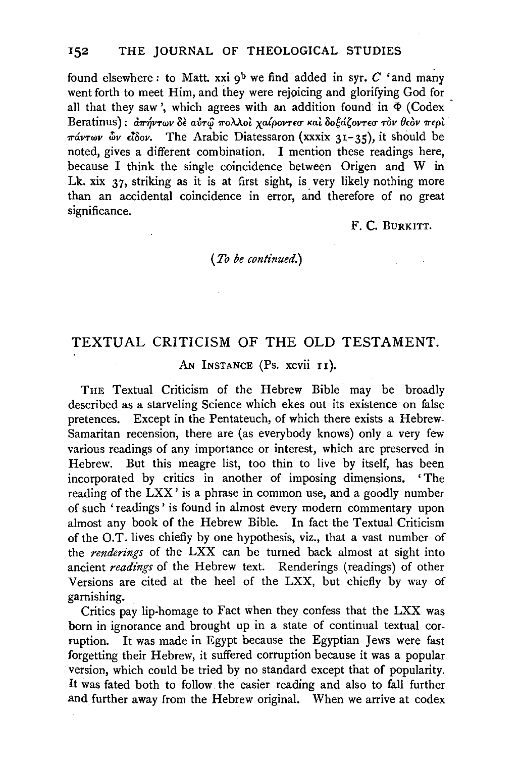found elsewhere: to Matt. xxi 9[b] we find added in syr. *C* 'and many went forth to meet Him, and they were rejoicing and glorifying God for all that they saw', which agrees with an addition found in Φ (Codex Beratinus): ἀπήντων δὲ αὐτῷ πολλοὶ χαίροντεσ καὶ δοξάζοντεσ τὸν θεὸν περὶ πάντων ὧν εἶδον. The Arabic Diatessaron (xxxix 31–35), it should be noted, gives a different combination. I mention these readings here, because I think the single coincidence between Origen and W in Lk. xix 37, striking as it is at first sight, is very likely nothing more than an accidental coincidence in error, and therefore of no great significance.

F. C. BURKITT.

(*To be continued.*)

# TEXTUAL CRITICISM OF THE OLD TESTAMENT.

## AN INSTANCE (Ps. xcvii 11).

THE Textual Criticism of the Hebrew Bible may be broadly described as a starveling Science which ekes out its existence on false pretences. Except in the Pentateuch, of which there exists a Hebrew-Samaritan recension, there are (as everybody knows) only a very few various readings of any importance or interest, which are preserved in Hebrew. But this meagre list, too thin to live by itself, has been incorporated by critics in another of imposing dimensions. 'The reading of the LXX' is a phrase in common use, and a goodly number of such 'readings' is found in almost every modern commentary upon almost any book of the Hebrew Bible. In fact the Textual Criticism of the O.T. lives chiefly by one hypothesis, viz., that a vast number of the *renderings* of the LXX can be turned back almost at sight into ancient *readings* of the Hebrew text. Renderings (readings) of other Versions are cited at the heel of the LXX, but chiefly by way of garnishing.

Critics pay lip-homage to Fact when they confess that the LXX was born in ignorance and brought up in a state of continual textual corruption. It was made in Egypt because the Egyptian Jews were fast forgetting their Hebrew, it suffered corruption because it was a popular version, which could be tried by no standard except that of popularity. It was fated both to follow the easier reading and also to fall further and further away from the Hebrew original. When we arrive at codex